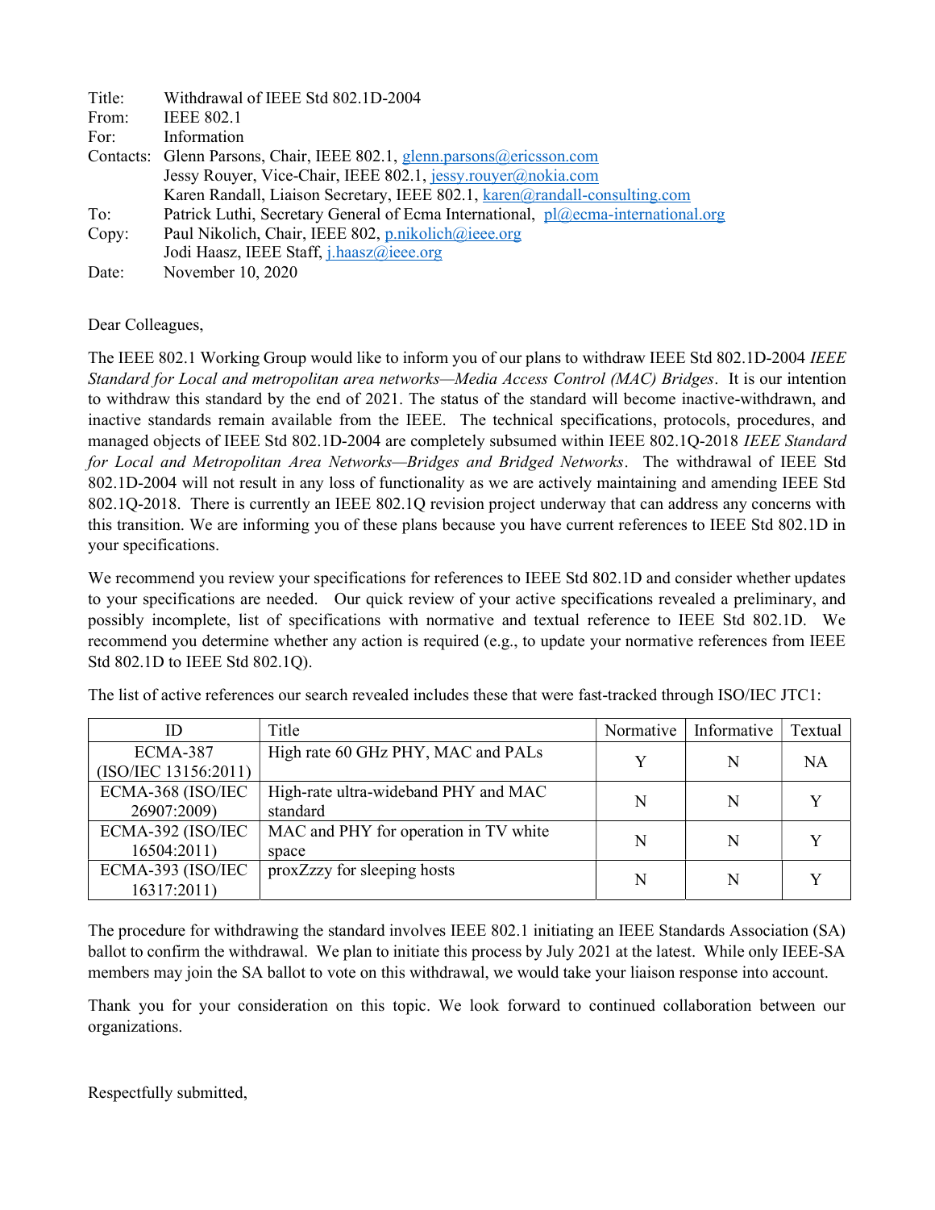Title: Withdrawal of IEEE Std 802.1D-2004
From: IEEE 802.1
For: Information
Contacts: Glenn Parsons, Chair, IEEE 802.1, glenn.parsons@ericsson.com
Jessy Rouyer, Vice-Chair, IEEE 802.1, jessy.rouyer@nokia.com
Karen Randall, Liaison Secretary, IEEE 802.1, karen@randall-consulting.com
To: Patrick Luthi, Secretary General of Ecma International, pl@ecma-international.org
Copy: Paul Nikolich, Chair, IEEE 802, p.nikolich@ieee.org
Jodi Haasz, IEEE Staff, j.haasz@ieee.org
Date: November 10, 2020

Dear Colleagues,

The IEEE 802.1 Working Group would like to inform you of our plans to withdraw IEEE Std 802.1D-2004 *IEEE Standard for Local and metropolitan area networks—Media Access Control (MAC) Bridges*. It is our intention to withdraw this standard by the end of 2021. The status of the standard will become inactive-withdrawn, and inactive standards remain available from the IEEE. The technical specifications, protocols, procedures, and managed objects of IEEE Std 802.1D-2004 are completely subsumed within IEEE 802.1Q-2018 *IEEE Standard for Local and Metropolitan Area Networks—Bridges and Bridged Networks*. The withdrawal of IEEE Std 802.1D-2004 will not result in any loss of functionality as we are actively maintaining and amending IEEE Std 802.1Q-2018. There is currently an IEEE 802.1Q revision project underway that can address any concerns with this transition. We are informing you of these plans because you have current references to IEEE Std 802.1D in your specifications.

We recommend you review your specifications for references to IEEE Std 802.1D and consider whether updates to your specifications are needed. Our quick review of your active specifications revealed a preliminary, and possibly incomplete, list of specifications with normative and textual reference to IEEE Std 802.1D. We recommend you determine whether any action is required (e.g., to update your normative references from IEEE Std 802.1D to IEEE Std 802.1Q).

The list of active references our search revealed includes these that were fast-tracked through ISO/IEC JTC1:

| ID | Title | Normative | Informative | Textual |
|---|---|---|---|---|
| ECMA-387 (ISO/IEC 13156:2011) | High rate 60 GHz PHY, MAC and PALs | Y | N | NA |
| ECMA-368 (ISO/IEC 26907:2009) | High-rate ultra-wideband PHY and MAC standard | N | N | Y |
| ECMA-392 (ISO/IEC 16504:2011) | MAC and PHY for operation in TV white space | N | N | Y |
| ECMA-393 (ISO/IEC 16317:2011) | proxZzzy for sleeping hosts | N | N | Y |

The procedure for withdrawing the standard involves IEEE 802.1 initiating an IEEE Standards Association (SA) ballot to confirm the withdrawal. We plan to initiate this process by July 2021 at the latest. While only IEEE-SA members may join the SA ballot to vote on this withdrawal, we would take your liaison response into account.

Thank you for your consideration on this topic. We look forward to continued collaboration between our organizations.

Respectfully submitted,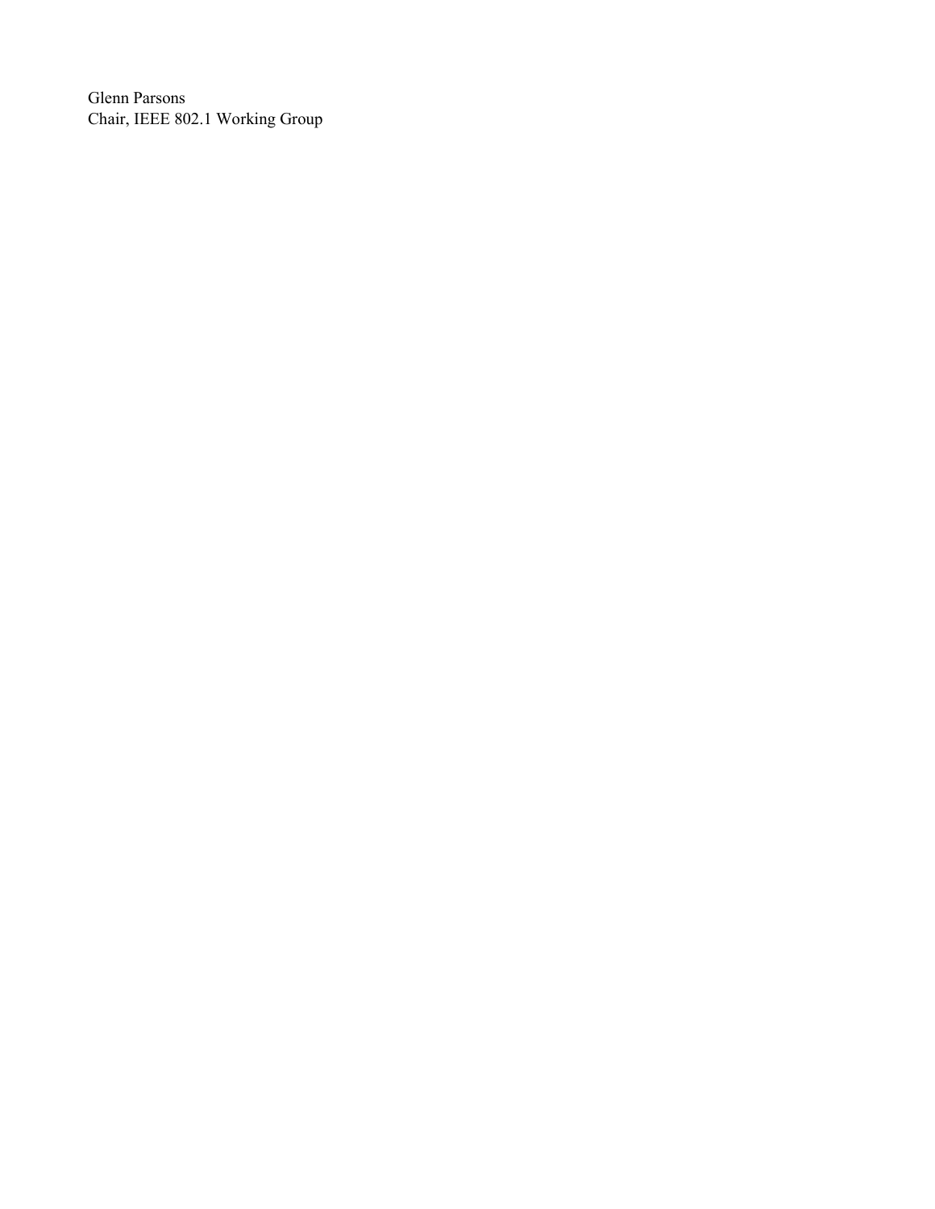Glenn Parsons
Chair, IEEE 802.1 Working Group